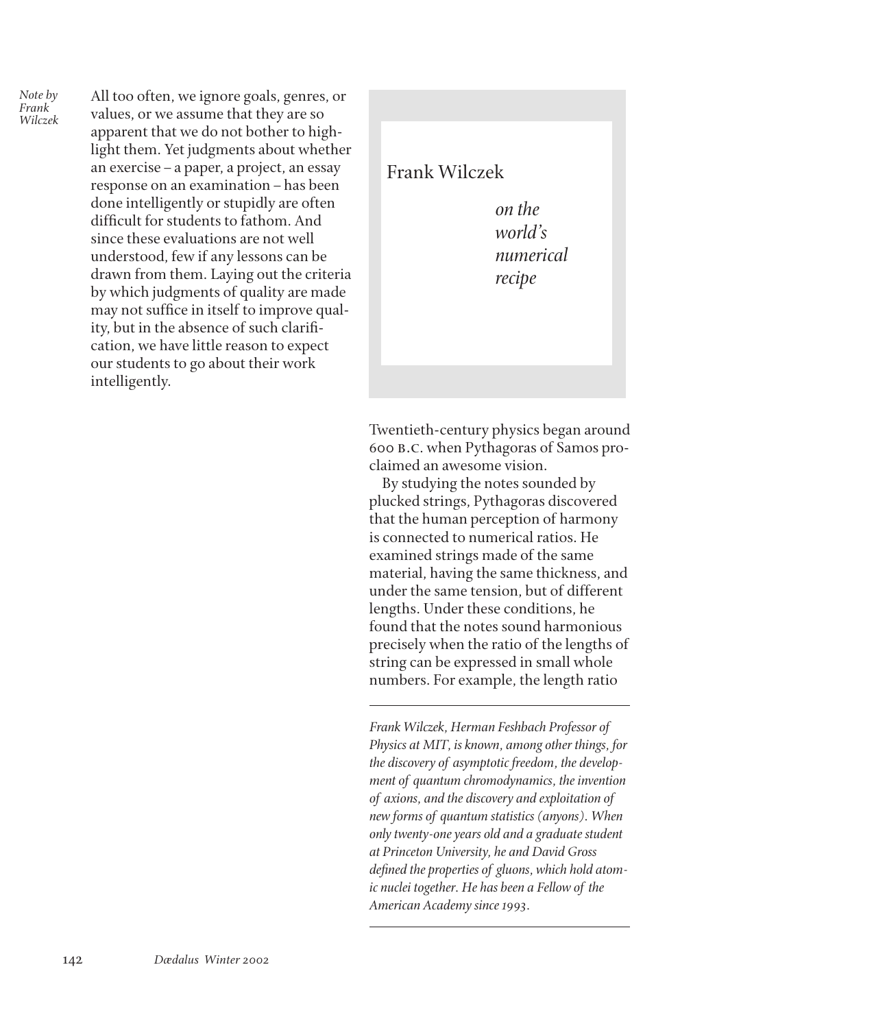*Note by Frank Wilczek*

All too often, we ignore goals, genres, or values, or we assume that they are so apparent that we do not bother to highlight them. Yet judgments about whether an exercise – a paper, a project, an essay response on an examination – has been done intelligently or stupidly are often difficult for students to fathom. And since these evaluations are not well understood, few if any lessons can be drawn from them. Laying out the criteria by which judgments of quality are made may not suffice in itself to improve quality, but in the absence of such clarification, we have little reason to expect our students to go about their work intelligently.

# Frank Wilczek

## *on the world's numerical recipe*

Twentieth-century physics began around 600 B.C. when Pythagoras of Samos proclaimed an awesome vision.

By studying the notes sounded by plucked strings, Pythagoras discovered that the human perception of harmony is connected to numerical ratios. He examined strings made of the same material, having the same thickness, and under the same tension, but of different lengths. Under these conditions, he found that the notes sound harmonious precisely when the ratio of the lengths of string can be expressed in small whole numbers. For example, the length ratio

---

*Frank Wilczek, Herman Feshbach Professor of Physics at MIT, is known, among other things, for the discovery of asymptotic freedom, the development of quantum chromodynamics, the invention of axions, and the discovery and exploitation of new forms of quantum statistics (anyons). When only twenty-one years old and a graduate student at Princeton University, he and David Gross defined the properties of gluons, which hold atomic nuclei together. He has been a Fellow of the American Academy since 1993.*

---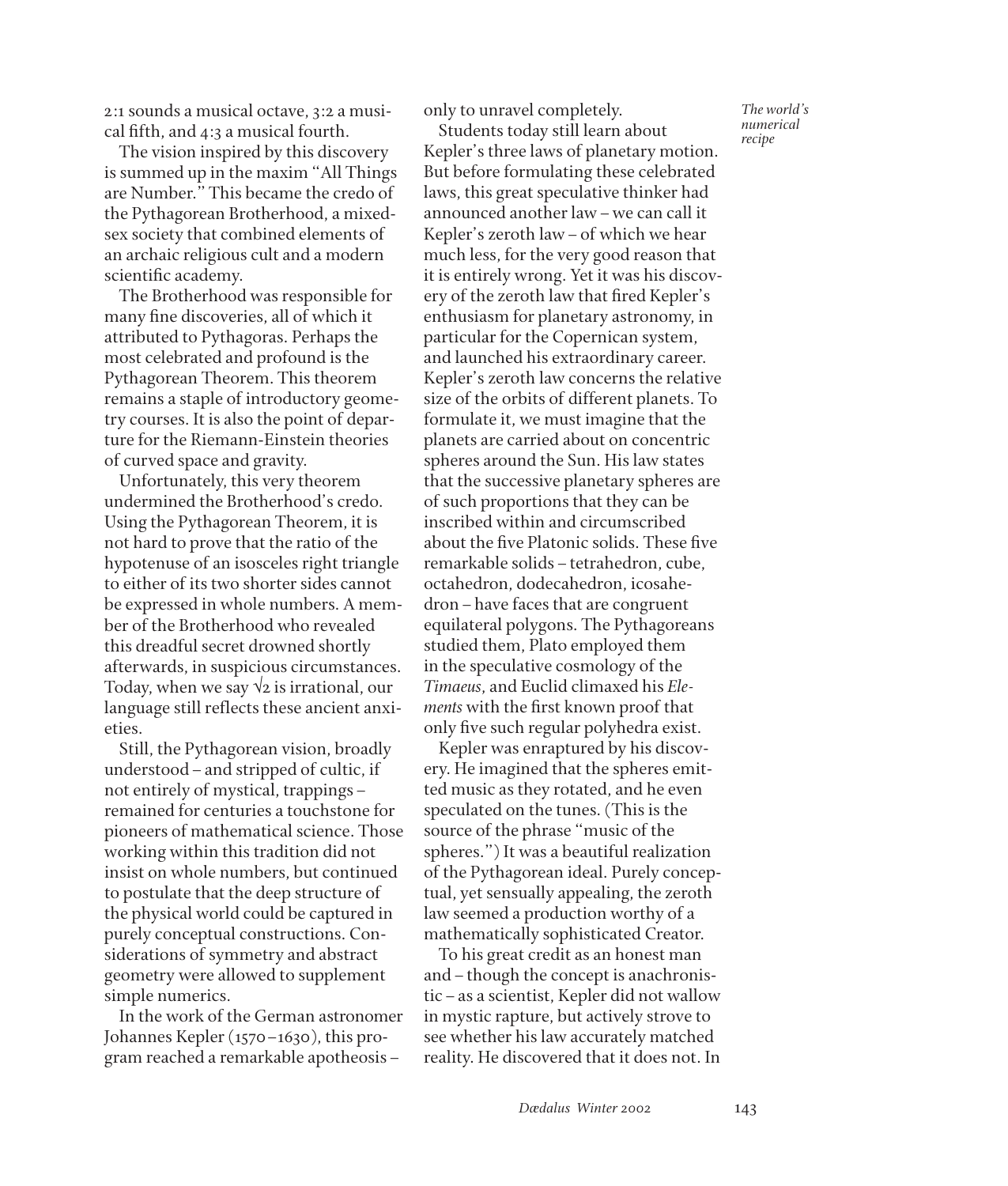2:1 sounds a musical octave, 3:2 a musical fifth, and 4:3 a musical fourth.

The vision inspired by this discovery is summed up in the maxim "All Things are Number." This became the credo of the Pythagorean Brotherhood, a mixed-sex society that combined elements of an archaic religious cult and a modern scientific academy.

The Brotherhood was responsible for many fine discoveries, all of which it attributed to Pythagoras. Perhaps the most celebrated and profound is the Pythagorean Theorem. This theorem remains a staple of introductory geometry courses. It is also the point of departure for the Riemann-Einstein theories of curved space and gravity.

Unfortunately, this very theorem undermined the Brotherhood's credo. Using the Pythagorean Theorem, it is not hard to prove that the ratio of the hypotenuse of an isosceles right triangle to either of its two shorter sides cannot be expressed in whole numbers. A member of the Brotherhood who revealed this dreadful secret drowned shortly afterwards, in suspicious circumstances. Today, when we say $\sqrt{2}$ is irrational, our language still reflects these ancient anxieties.

Still, the Pythagorean vision, broadly understood – and stripped of cultic, if not entirely of mystical, trappings – remained for centuries a touchstone for pioneers of mathematical science. Those working within this tradition did not insist on whole numbers, but continued to postulate that the deep structure of the physical world could be captured in purely conceptual constructions. Considerations of symmetry and abstract geometry were allowed to supplement simple numerics.

In the work of the German astronomer Johannes Kepler (1570–1630), this program reached a remarkable apotheosis – only to unravel completely.

*The world's numerical recipe*

Students today still learn about Kepler's three laws of planetary motion. But before formulating these celebrated laws, this great speculative thinker had announced another law – we can call it Kepler's zeroth law – of which we hear much less, for the very good reason that it is entirely wrong. Yet it was his discovery of the zeroth law that fired Kepler's enthusiasm for planetary astronomy, in particular for the Copernican system, and launched his extraordinary career. Kepler's zeroth law concerns the relative size of the orbits of different planets. To formulate it, we must imagine that the planets are carried about on concentric spheres around the Sun. His law states that the successive planetary spheres are of such proportions that they can be inscribed within and circumscribed about the five Platonic solids. These five remarkable solids – tetrahedron, cube, octahedron, dodecahedron, icosahedron – have faces that are congruent equilateral polygons. The Pythagoreans studied them, Plato employed them in the speculative cosmology of the *Timaeus*, and Euclid climaxed his *Elements* with the first known proof that only five such regular polyhedra exist.

Kepler was enraptured by his discovery. He imagined that the spheres emitted music as they rotated, and he even speculated on the tunes. (This is the source of the phrase "music of the spheres.") It was a beautiful realization of the Pythagorean ideal. Purely conceptual, yet sensually appealing, the zeroth law seemed a production worthy of a mathematically sophisticated Creator.

To his great credit as an honest man and – though the concept is anachronistic – as a scientist, Kepler did not wallow in mystic rapture, but actively strove to see whether his law accurately matched reality. He discovered that it does not. In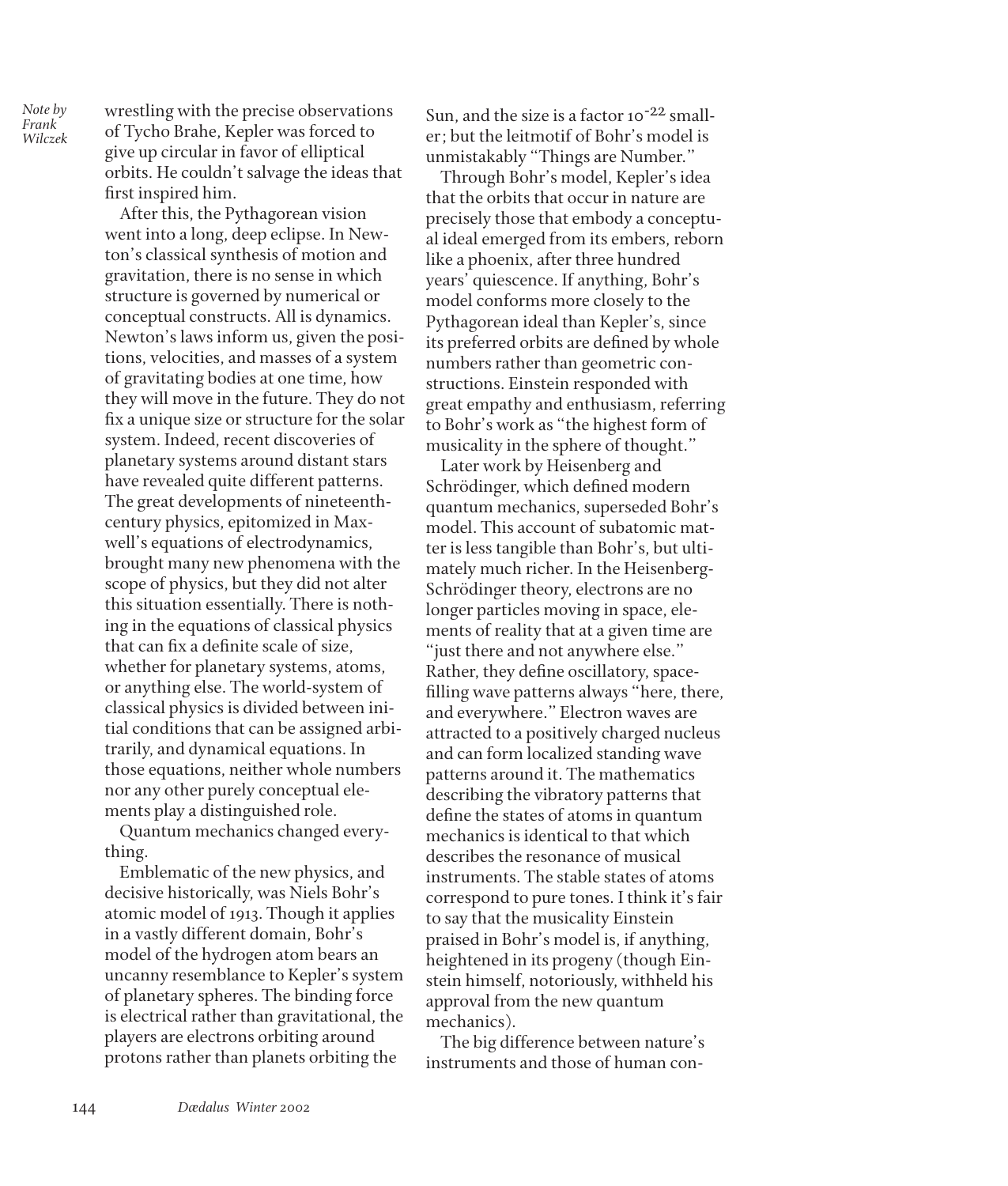wrestling with the precise observations of Tycho Brahe, Kepler was forced to give up circular in favor of elliptical orbits. He couldn't salvage the ideas that first inspired him.

After this, the Pythagorean vision went into a long, deep eclipse. In Newton's classical synthesis of motion and gravitation, there is no sense in which structure is governed by numerical or conceptual constructs. All is dynamics. Newton's laws inform us, given the positions, velocities, and masses of a system of gravitating bodies at one time, how they will move in the future. They do not fix a unique size or structure for the solar system. Indeed, recent discoveries of planetary systems around distant stars have revealed quite different patterns. The great developments of nineteenth-century physics, epitomized in Maxwell's equations of electrodynamics, brought many new phenomena with the scope of physics, but they did not alter this situation essentially. There is nothing in the equations of classical physics that can fix a definite scale of size, whether for planetary systems, atoms, or anything else. The world-system of classical physics is divided between initial conditions that can be assigned arbitrarily, and dynamical equations. In those equations, neither whole numbers nor any other purely conceptual elements play a distinguished role.

Quantum mechanics changed everything.

Emblematic of the new physics, and decisive historically, was Niels Bohr's atomic model of 1913. Though it applies in a vastly different domain, Bohr's model of the hydrogen atom bears an uncanny resemblance to Kepler's system of planetary spheres. The binding force is electrical rather than gravitational, the players are electrons orbiting around protons rather than planets orbiting the Sun, and the size is a factor $10^{-22}$ smaller; but the leitmotif of Bohr's model is unmistakably "Things are Number."

Through Bohr's model, Kepler's idea that the orbits that occur in nature are precisely those that embody a conceptual ideal emerged from its embers, reborn like a phoenix, after three hundred years' quiescence. If anything, Bohr's model conforms more closely to the Pythagorean ideal than Kepler's, since its preferred orbits are defined by whole numbers rather than geometric constructions. Einstein responded with great empathy and enthusiasm, referring to Bohr's work as "the highest form of musicality in the sphere of thought."

Later work by Heisenberg and Schrödinger, which defined modern quantum mechanics, superseded Bohr's model. This account of subatomic matter is less tangible than Bohr's, but ultimately much richer. In the Heisenberg-Schrödinger theory, electrons are no longer particles moving in space, elements of reality that at a given time are "just there and not anywhere else." Rather, they define oscillatory, space-filling wave patterns always "here, there, and everywhere." Electron waves are attracted to a positively charged nucleus and can form localized standing wave patterns around it. The mathematics describing the vibratory patterns that define the states of atoms in quantum mechanics is identical to that which describes the resonance of musical instruments. The stable states of atoms correspond to pure tones. I think it's fair to say that the musicality Einstein praised in Bohr's model is, if anything, heightened in its progeny (though Einstein himself, notoriously, withheld his approval from the new quantum mechanics).

The big difference between nature's instruments and those of human con-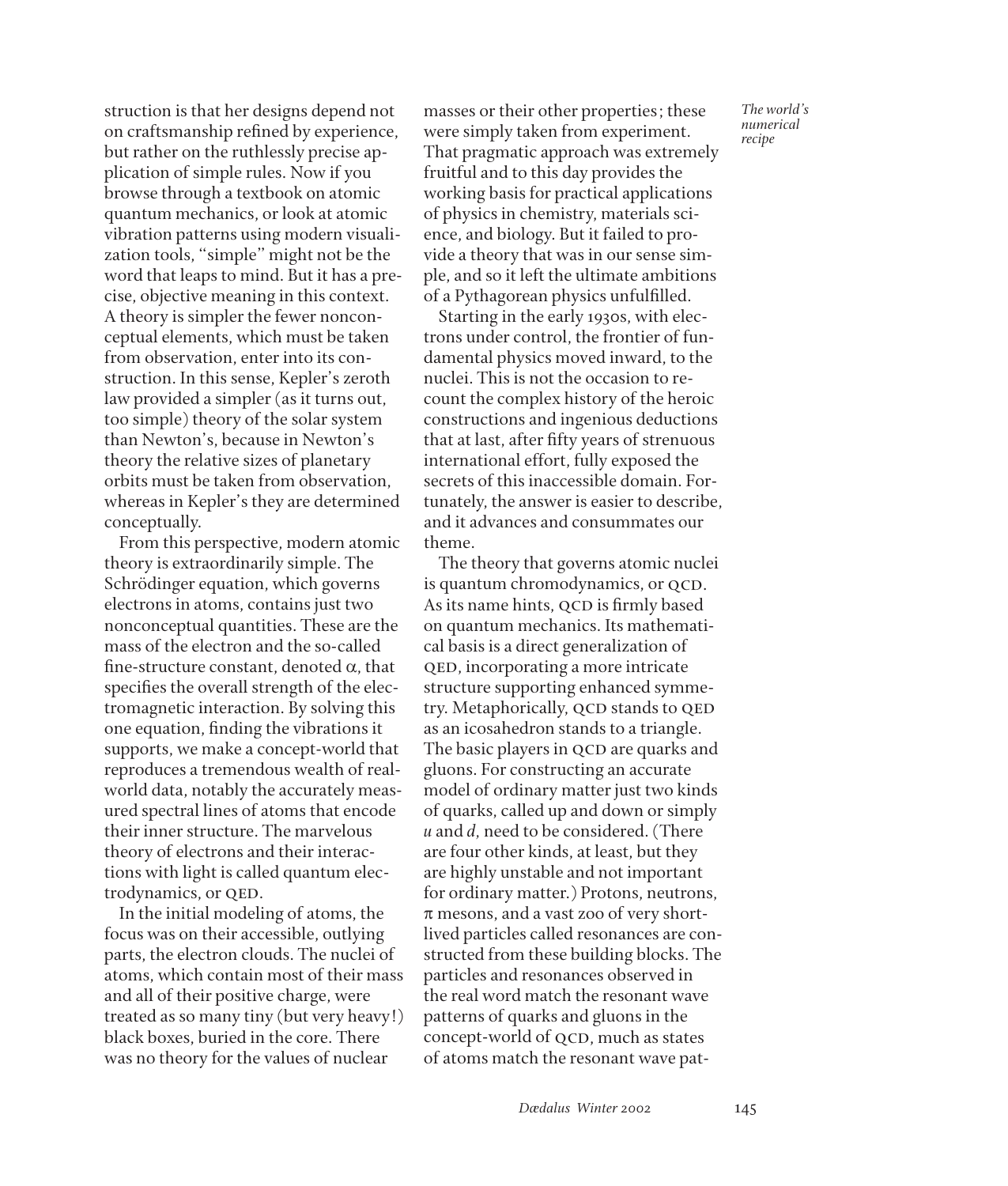struction is that her designs depend not on craftsmanship refined by experience, but rather on the ruthlessly precise application of simple rules. Now if you browse through a textbook on atomic quantum mechanics, or look at atomic vibration patterns using modern visualization tools, "simple" might not be the word that leaps to mind. But it has a precise, objective meaning in this context. A theory is simpler the fewer nonconceptual elements, which must be taken from observation, enter into its construction. In this sense, Kepler's zeroth law provided a simpler (as it turns out, too simple) theory of the solar system than Newton's, because in Newton's theory the relative sizes of planetary orbits must be taken from observation, whereas in Kepler's they are determined conceptually.

From this perspective, modern atomic theory is extraordinarily simple. The Schrödinger equation, which governs electrons in atoms, contains just two nonconceptual quantities. These are the mass of the electron and the so-called fine-structure constant, denoted $\alpha$, that specifies the overall strength of the electromagnetic interaction. By solving this one equation, finding the vibrations it supports, we make a concept-world that reproduces a tremendous wealth of real-world data, notably the accurately measured spectral lines of atoms that encode their inner structure. The marvelous theory of electrons and their interactions with light is called quantum electrodynamics, or QED.

In the initial modeling of atoms, the focus was on their accessible, outlying parts, the electron clouds. The nuclei of atoms, which contain most of their mass and all of their positive charge, were treated as so many tiny (but very heavy!) black boxes, buried in the core. There was no theory for the values of nuclear masses or their other properties; these were simply taken from experiment. That pragmatic approach was extremely fruitful and to this day provides the working basis for practical applications of physics in chemistry, materials science, and biology. But it failed to provide a theory that was in our sense simple, and so it left the ultimate ambitions of a Pythagorean physics unfulfilled.

*The world's numerical recipe*

Starting in the early 1930s, with electrons under control, the frontier of fundamental physics moved inward, to the nuclei. This is not the occasion to recount the complex history of the heroic constructions and ingenious deductions that at last, after fifty years of strenuous international effort, fully exposed the secrets of this inaccessible domain. Fortunately, the answer is easier to describe, and it advances and consummates our theme.

The theory that governs atomic nuclei is quantum chromodynamics, or QCD. As its name hints, QCD is firmly based on quantum mechanics. Its mathematical basis is a direct generalization of QED, incorporating a more intricate structure supporting enhanced symmetry. Metaphorically, QCD stands to QED as an icosahedron stands to a triangle. The basic players in QCD are quarks and gluons. For constructing an accurate model of ordinary matter just two kinds of quarks, called up and down or simply $u$ and $d$, need to be considered. (There are four other kinds, at least, but they are highly unstable and not important for ordinary matter.) Protons, neutrons, $\pi$ mesons, and a vast zoo of very short-lived particles called resonances are constructed from these building blocks. The particles and resonances observed in the real word match the resonant wave patterns of quarks and gluons in the concept-world of QCD, much as states of atoms match the resonant wave pat-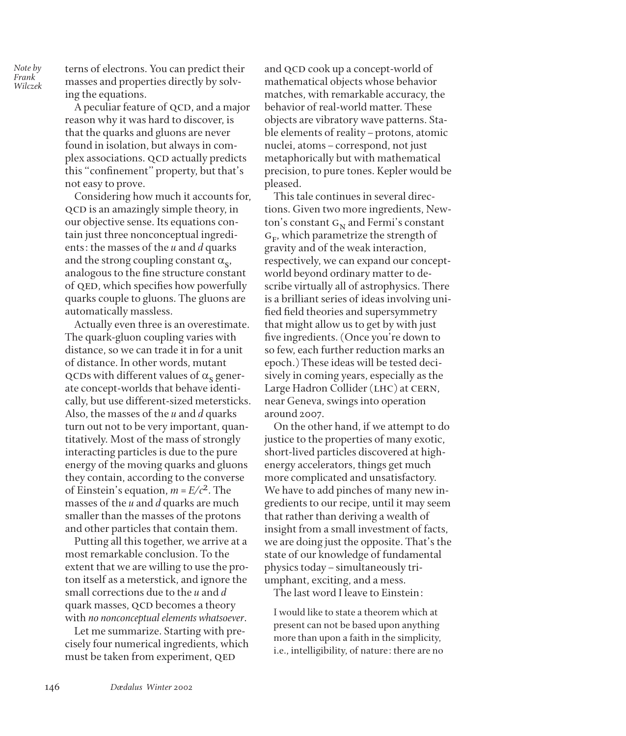terns of electrons. You can predict their masses and properties directly by solving the equations.

A peculiar feature of QCD, and a major reason why it was hard to discover, is that the quarks and gluons are never found in isolation, but always in complex associations. QCD actually predicts this "confinement" property, but that's not easy to prove.

Considering how much it accounts for, QCD is an amazingly simple theory, in our objective sense. Its equations contain just three nonconceptual ingredients: the masses of the *u* and *d* quarks and the strong coupling constant $\alpha_S$, analogous to the fine structure constant of QED, which specifies how powerfully quarks couple to gluons. The gluons are automatically massless.

Actually even three is an overestimate. The quark-gluon coupling varies with distance, so we can trade it in for a unit of distance. In other words, mutant QCDs with different values of $\alpha_S$ generate concept-worlds that behave identically, but use different-sized metersticks. Also, the masses of the *u* and *d* quarks turn out not to be very important, quantitatively. Most of the mass of strongly interacting particles is due to the pure energy of the moving quarks and gluons they contain, according to the converse of Einstein's equation, $m = E/c^2$. The masses of the *u* and *d* quarks are much smaller than the masses of the protons and other particles that contain them.

Putting all this together, we arrive at a most remarkable conclusion. To the extent that we are willing to use the proton itself as a meterstick, and ignore the small corrections due to the *u* and *d* quark masses, QCD becomes a theory with *no nonconceptual elements whatsoever*.

Let me summarize. Starting with precisely four numerical ingredients, which must be taken from experiment, QED and QCD cook up a concept-world of mathematical objects whose behavior matches, with remarkable accuracy, the behavior of real-world matter. These objects are vibratory wave patterns. Stable elements of reality – protons, atomic nuclei, atoms – correspond, not just metaphorically but with mathematical precision, to pure tones. Kepler would be pleased.

This tale continues in several directions. Given two more ingredients, Newton's constant $G_N$ and Fermi's constant $G_F$, which parametrize the strength of gravity and of the weak interaction, respectively, we can expand our concept-world beyond ordinary matter to describe virtually all of astrophysics. There is a brilliant series of ideas involving unified field theories and supersymmetry that might allow us to get by with just five ingredients. (Once you're down to so few, each further reduction marks an epoch.) These ideas will be tested decisively in coming years, especially as the Large Hadron Collider (LHC) at CERN, near Geneva, swings into operation around 2007.

On the other hand, if we attempt to do justice to the properties of many exotic, short-lived particles discovered at high-energy accelerators, things get much more complicated and unsatisfactory. We have to add pinches of many new ingredients to our recipe, until it may seem that rather than deriving a wealth of insight from a small investment of facts, we are doing just the opposite. That's the state of our knowledge of fundamental physics today – simultaneously triumphant, exciting, and a mess.

The last word I leave to Einstein:

> I would like to state a theorem which at present can not be based upon anything more than upon a faith in the simplicity, i.e., intelligibility, of nature: there are no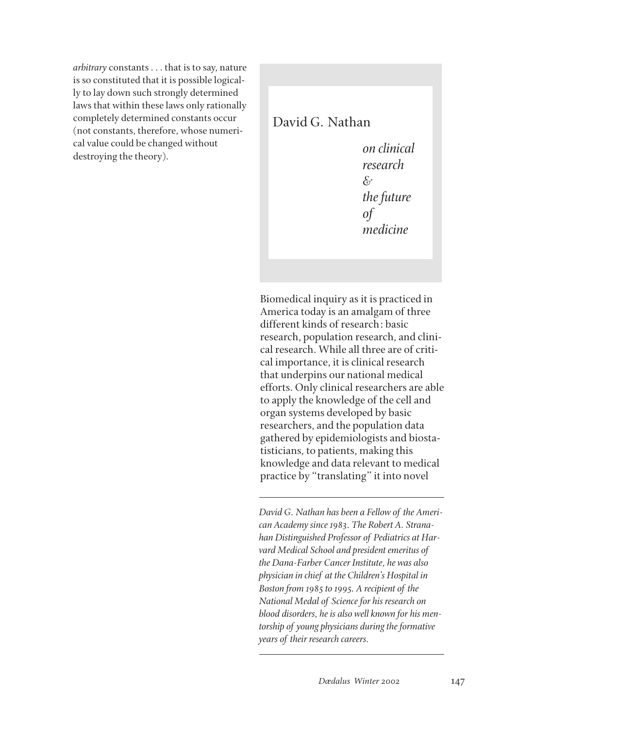*arbitrary* constants . . . that is to say, nature is so constituted that it is possible logically to lay down such strongly determined laws that within these laws only rationally completely determined constants occur (not constants, therefore, whose numerical value could be changed without destroying the theory).

# David G. Nathan

## *on clinical research & the future of medicine*

Biomedical inquiry as it is practiced in America today is an amalgam of three different kinds of research: basic research, population research, and clinical research. While all three are of critical importance, it is clinical research that underpins our national medical efforts. Only clinical researchers are able to apply the knowledge of the cell and organ systems developed by basic researchers, and the population data gathered by epidemiologists and biostatisticians, to patients, making this knowledge and data relevant to medical practice by "translating" it into novel

---

*David G. Nathan has been a Fellow of the American Academy since 1983. The Robert A. Stranahan Distinguished Professor of Pediatrics at Harvard Medical School and president emeritus of the Dana-Farber Cancer Institute, he was also physician in chief at the Children's Hospital in Boston from 1985 to 1995. A recipient of the National Medal of Science for his research on blood disorders, he is also well known for his mentorship of young physicians during the formative years of their research careers.*

---